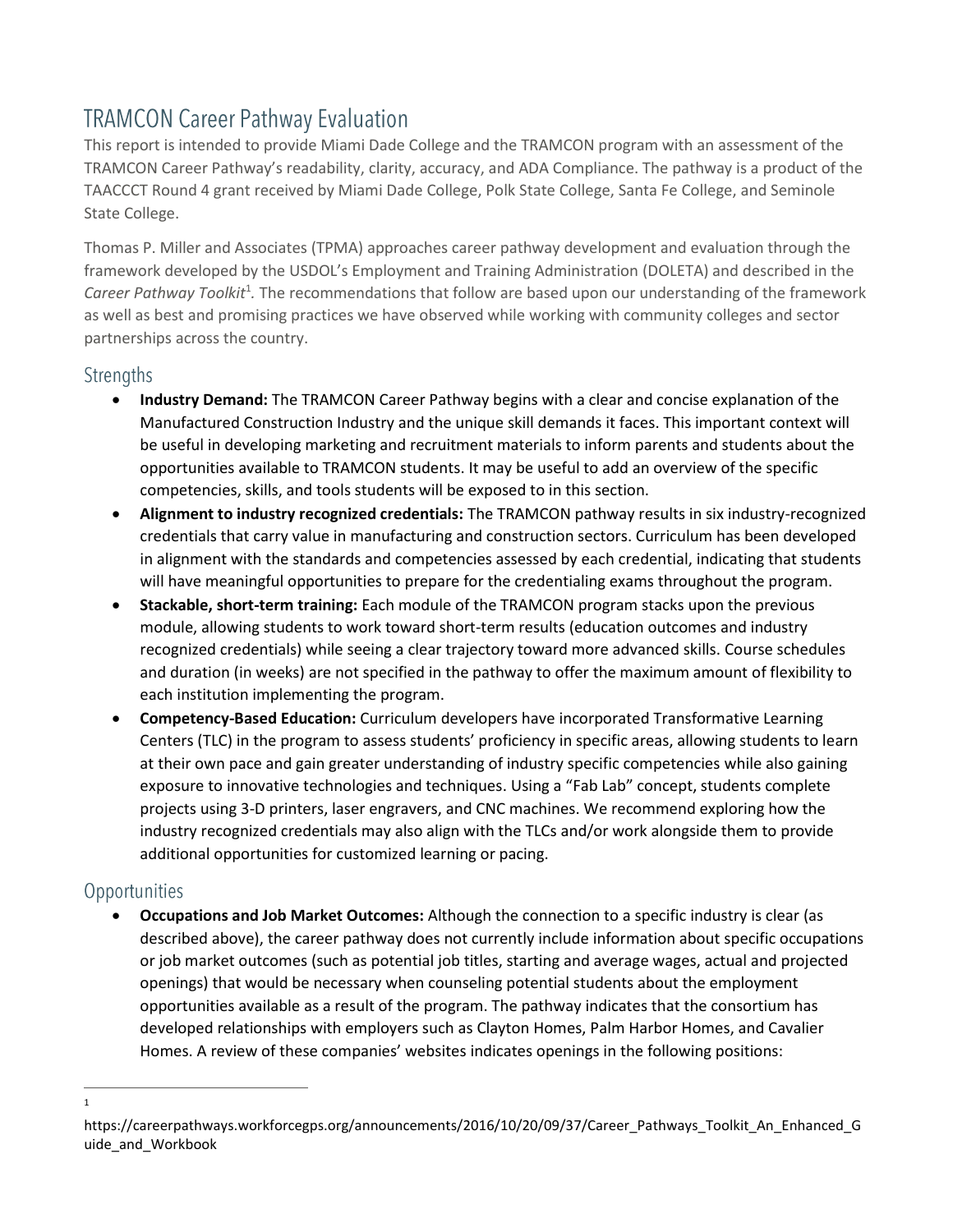# TRAMCON Career Pathway Evaluation

This report is intended to provide Miami Dade College and the TRAMCON program with an assessment of the TRAMCON Career Pathway's readability, clarity, accuracy, and ADA Compliance. The pathway is a product of the TAACCCT Round 4 grant received by Miami Dade College, Polk State College, Santa Fe College, and Seminole State College.

Thomas P. Miller and Associates (TPMA) approaches career pathway development and evaluation through the framework developed by the USDOL's Employment and Training Administration (DOLETA) and described in the *Career Pathway Toolkit*[1]. The recommendations that follow are based upon our understanding of the framework as well as best and promising practices we have observed while working with community colleges and sector partnerships across the country.

## Strengths

- **Industry Demand:** The TRAMCON Career Pathway begins with a clear and concise explanation of the Manufactured Construction Industry and the unique skill demands it faces. This important context will be useful in developing marketing and recruitment materials to inform parents and students about the opportunities available to TRAMCON students. It may be useful to add an overview of the specific competencies, skills, and tools students will be exposed to in this section.
- **Alignment to industry recognized credentials:** The TRAMCON pathway results in six industry-recognized credentials that carry value in manufacturing and construction sectors. Curriculum has been developed in alignment with the standards and competencies assessed by each credential, indicating that students will have meaningful opportunities to prepare for the credentialing exams throughout the program.
- **Stackable, short-term training:** Each module of the TRAMCON program stacks upon the previous module, allowing students to work toward short-term results (education outcomes and industry recognized credentials) while seeing a clear trajectory toward more advanced skills. Course schedules and duration (in weeks) are not specified in the pathway to offer the maximum amount of flexibility to each institution implementing the program.
- **Competency-Based Education:** Curriculum developers have incorporated Transformative Learning Centers (TLC) in the program to assess students' proficiency in specific areas, allowing students to learn at their own pace and gain greater understanding of industry specific competencies while also gaining exposure to innovative technologies and techniques. Using a "Fab Lab" concept, students complete projects using 3-D printers, laser engravers, and CNC machines. We recommend exploring how the industry recognized credentials may also align with the TLCs and/or work alongside them to provide additional opportunities for customized learning or pacing.

## Opportunities

- **Occupations and Job Market Outcomes:** Although the connection to a specific industry is clear (as described above), the career pathway does not currently include information about specific occupations or job market outcomes (such as potential job titles, starting and average wages, actual and projected openings) that would be necessary when counseling potential students about the employment opportunities available as a result of the program. The pathway indicates that the consortium has developed relationships with employers such as Clayton Homes, Palm Harbor Homes, and Cavalier Homes. A review of these companies' websites indicates openings in the following positions:

---

[1] https://careerpathways.workforcegps.org/announcements/2016/10/20/09/37/Career_Pathways_Toolkit_An_Enhanced_Guide_and_Workbook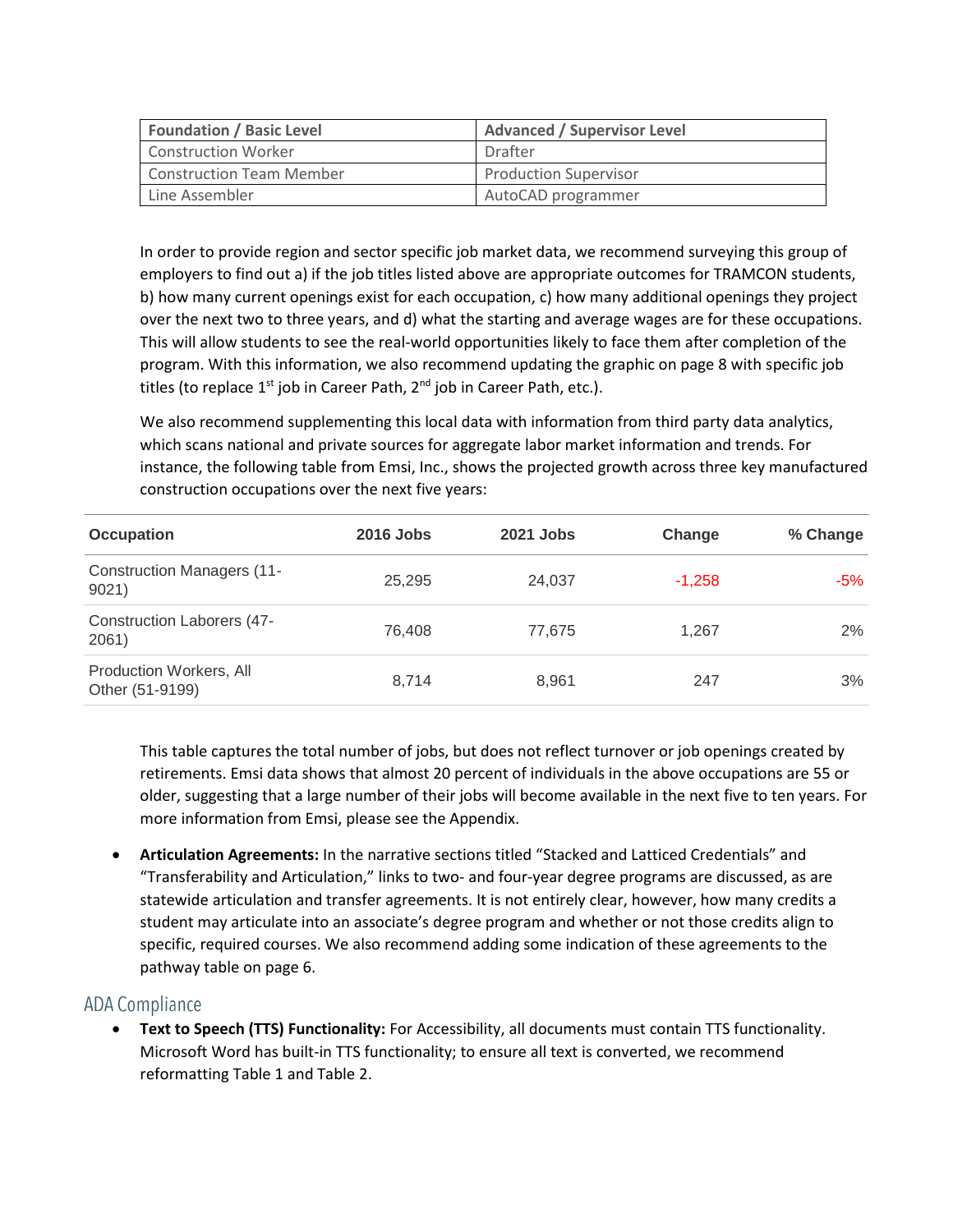| Foundation / Basic Level | Advanced / Supervisor Level |
|---|---|
| Construction Worker | Drafter |
| Construction Team Member | Production Supervisor |
| Line Assembler | AutoCAD programmer |

In order to provide region and sector specific job market data, we recommend surveying this group of employers to find out a) if the job titles listed above are appropriate outcomes for TRAMCON students, b) how many current openings exist for each occupation, c) how many additional openings they project over the next two to three years, and d) what the starting and average wages are for these occupations. This will allow students to see the real-world opportunities likely to face them after completion of the program. With this information, we also recommend updating the graphic on page 8 with specific job titles (to replace 1st job in Career Path, 2nd job in Career Path, etc.).

We also recommend supplementing this local data with information from third party data analytics, which scans national and private sources for aggregate labor market information and trends. For instance, the following table from Emsi, Inc., shows the projected growth across three key manufactured construction occupations over the next five years:

| Occupation | 2016 Jobs | 2021 Jobs | Change | % Change |
|---|---|---|---|---|
| Construction Managers (11-9021) | 25,295 | 24,037 | -1,258 | -5% |
| Construction Laborers (47-2061) | 76,408 | 77,675 | 1,267 | 2% |
| Production Workers, All Other (51-9199) | 8,714 | 8,961 | 247 | 3% |

This table captures the total number of jobs, but does not reflect turnover or job openings created by retirements. Emsi data shows that almost 20 percent of individuals in the above occupations are 55 or older, suggesting that a large number of their jobs will become available in the next five to ten years. For more information from Emsi, please see the Appendix.

- **Articulation Agreements:** In the narrative sections titled "Stacked and Latticed Credentials" and "Transferability and Articulation," links to two- and four-year degree programs are discussed, as are statewide articulation and transfer agreements. It is not entirely clear, however, how many credits a student may articulate into an associate's degree program and whether or not those credits align to specific, required courses. We also recommend adding some indication of these agreements to the pathway table on page 6.

## ADA Compliance

- **Text to Speech (TTS) Functionality:** For Accessibility, all documents must contain TTS functionality. Microsoft Word has built-in TTS functionality; to ensure all text is converted, we recommend reformatting Table 1 and Table 2.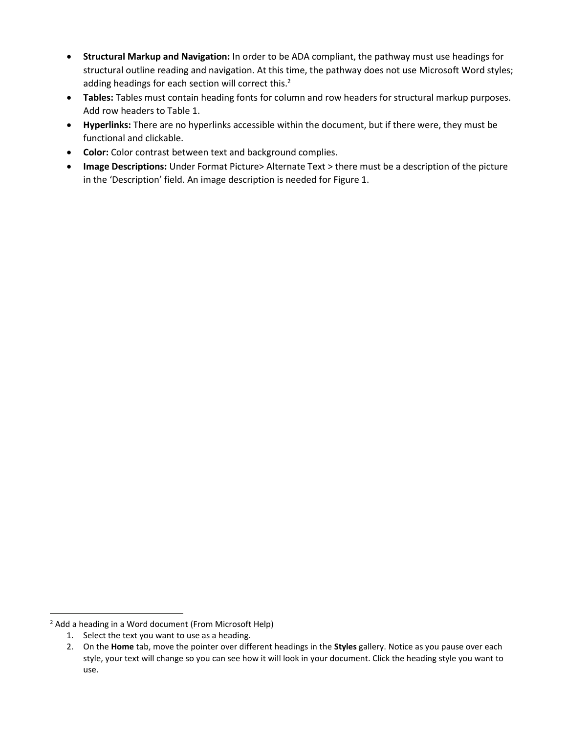- **Structural Markup and Navigation:** In order to be ADA compliant, the pathway must use headings for structural outline reading and navigation. At this time, the pathway does not use Microsoft Word styles; adding headings for each section will correct this.[2]
- **Tables:** Tables must contain heading fonts for column and row headers for structural markup purposes. Add row headers to Table 1.
- **Hyperlinks:** There are no hyperlinks accessible within the document, but if there were, they must be functional and clickable.
- **Color:** Color contrast between text and background complies.
- **Image Descriptions:** Under Format Picture> Alternate Text > there must be a description of the picture in the 'Description' field. An image description is needed for Figure 1.

---

[2] Add a heading in a Word document (From Microsoft Help)

1. Select the text you want to use as a heading.
2. On the **Home** tab, move the pointer over different headings in the **Styles** gallery. Notice as you pause over each style, your text will change so you can see how it will look in your document. Click the heading style you want to use.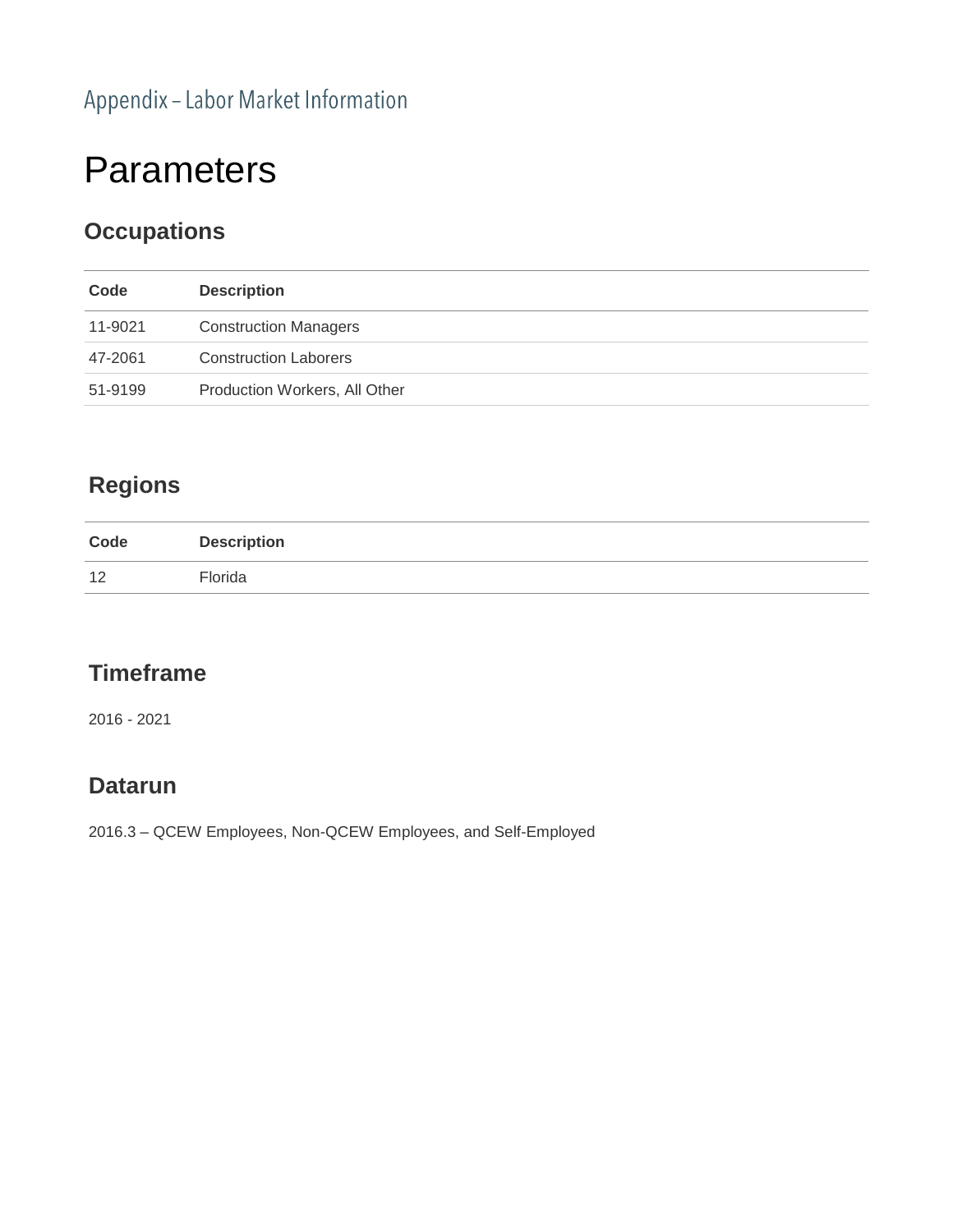Appendix – Labor Market Information

# Parameters

## Occupations

| Code | Description |
| --- | --- |
| 11-9021 | Construction Managers |
| 47-2061 | Construction Laborers |
| 51-9199 | Production Workers, All Other |

## Regions

| Code | Description |
| --- | --- |
| 12 | Florida |

## Timeframe

2016 - 2021

## Datarun

2016.3 – QCEW Employees, Non-QCEW Employees, and Self-Employed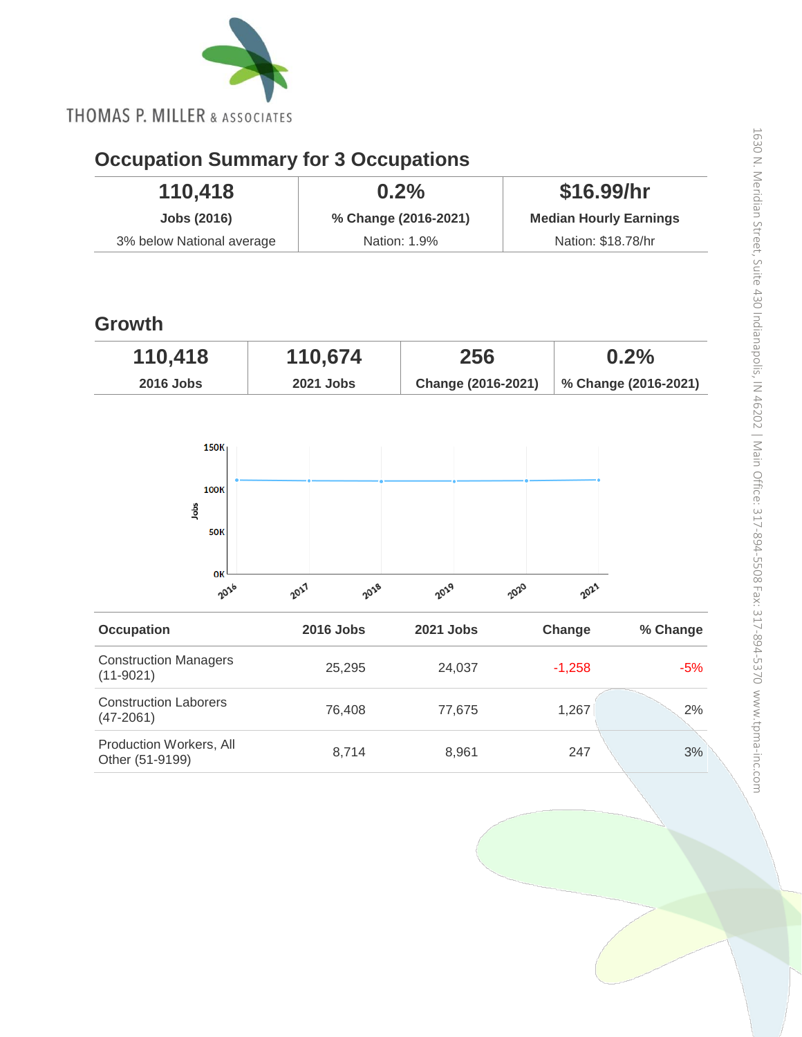THOMAS P. MILLER & ASSOCIATES

## Occupation Summary for 3 Occupations

| 110,418 | 0.2% | $16.99/hr |
|---|---|---|
| **Jobs (2016)** | **% Change (2016-2021)** | **Median Hourly Earnings** |
| 3% below National average | Nation: 1.9% | Nation: $18.78/hr |

## Growth

| 110,418 | 110,674 | 256 | 0.2% |
|---|---|---|---|
| **2016 Jobs** | **2021 Jobs** | **Change (2016-2021)** | **% Change (2016-2021)** |

Jobs

150K
100K
50K
0K

2016
2017
2018
2019
2020
2021

| Occupation | 2016 Jobs | 2021 Jobs | Change | % Change |
|---|---|---|---|---|
| Construction Managers (11-9021) | 25,295 | 24,037 | -1,258 | -5% |
| Construction Laborers (47-2061) | 76,408 | 77,675 | 1,267 | 2% |
| Production Workers, All Other (51-9199) | 8,714 | 8,961 | 247 | 3% |

1630 N. Meridian Street, Suite 430 Indianapolis, IN 46202 | Main Office: 317-894-5508 Fax: 317-894-5370 www.tpma-inc.com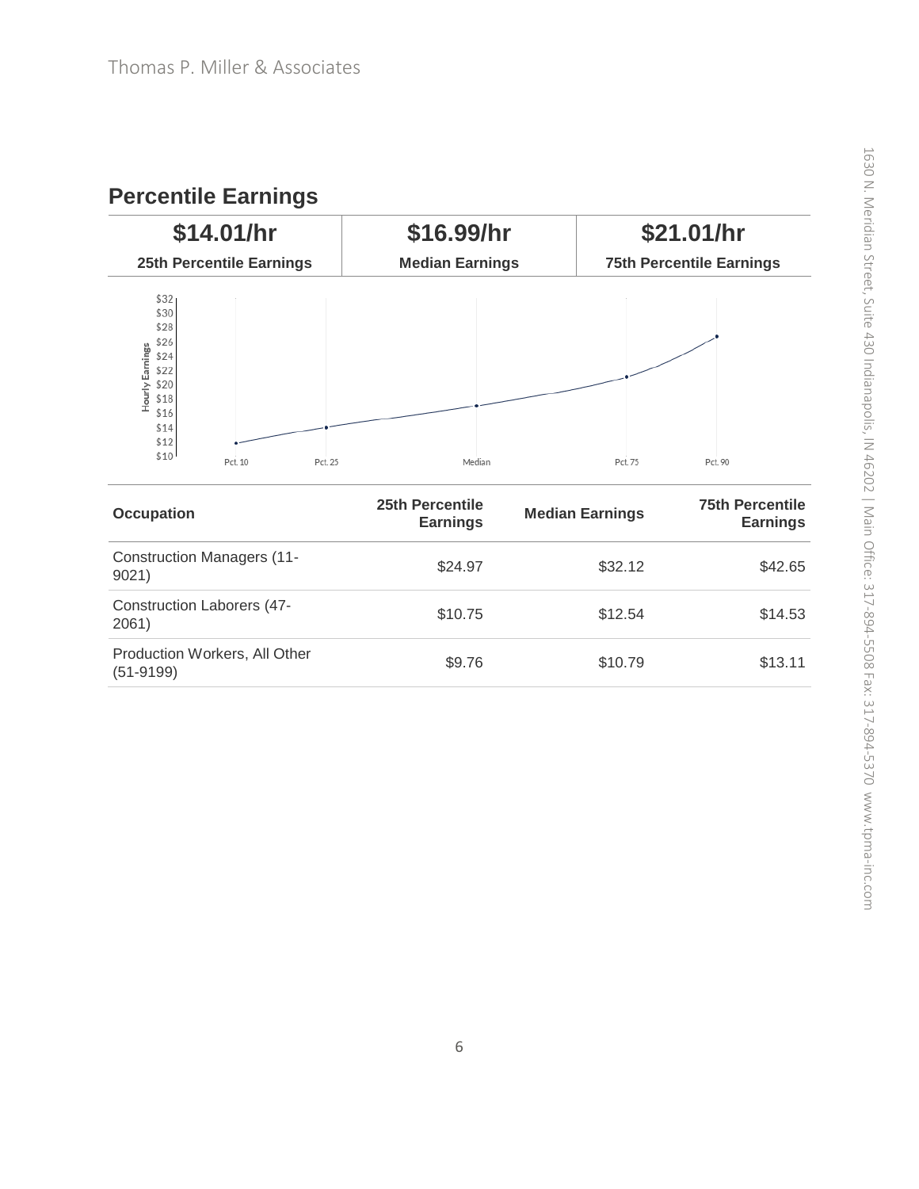## Percentile Earnings

| $14.01/hr | $16.99/hr | $21.01/hr |
|---|---|---|
| 25th Percentile Earnings | Median Earnings | 75th Percentile Earnings |

Hourly Earnings

$32
$30
$28
$26
$24
$22
$20
$18
$16
$14
$12
$10

Pct. 10
Pct. 25
Median
Pct. 75
Pct. 90

| Occupation | 25th Percentile Earnings | Median Earnings | 75th Percentile Earnings |
|---|---|---|---|
| Construction Managers (11-9021) | $24.97 | $32.12 | $42.65 |
| Construction Laborers (47-2061) | $10.75 | $12.54 | $14.53 |
| Production Workers, All Other (51-9199) | $9.76 | $10.79 | $13.11 |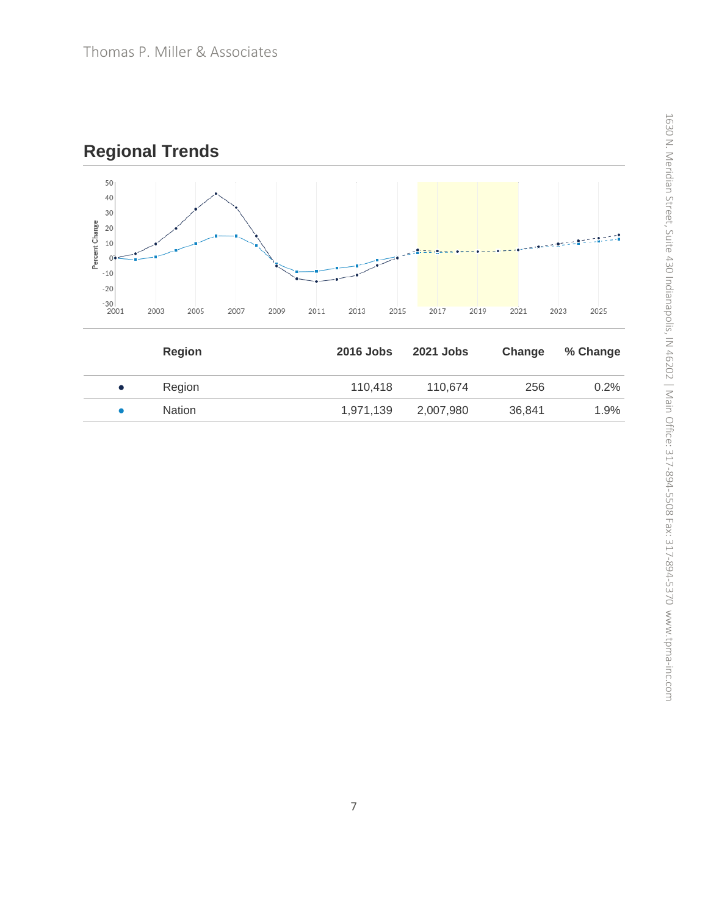## Regional Trends

50
40
30
20
10
0
-10
-20
-30

Percent Change

2001 2003 2005 2007 2009 2011 2013 2015 2017 2019 2021 2023 2025

| | Region | 2016 Jobs | 2021 Jobs | Change | % Change |
|---|---|---|---|---|---|
| ● | Region | 110,418 | 110,674 | 256 | 0.2% |
| ● | Nation | 1,971,139 | 2,007,980 | 36,841 | 1.9% |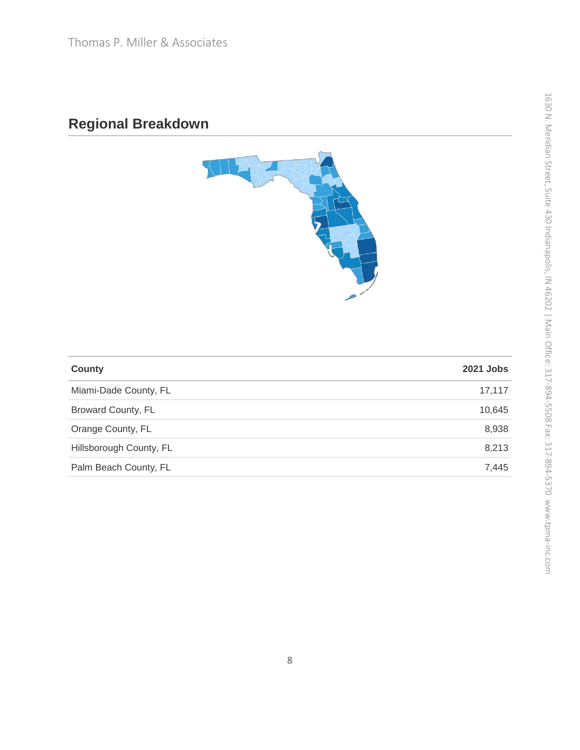## Regional Breakdown

| County | 2021 Jobs |
| --- | --- |
| Miami-Dade County, FL | 17,117 |
| Broward County, FL | 10,645 |
| Orange County, FL | 8,938 |
| Hillsborough County, FL | 8,213 |
| Palm Beach County, FL | 7,445 |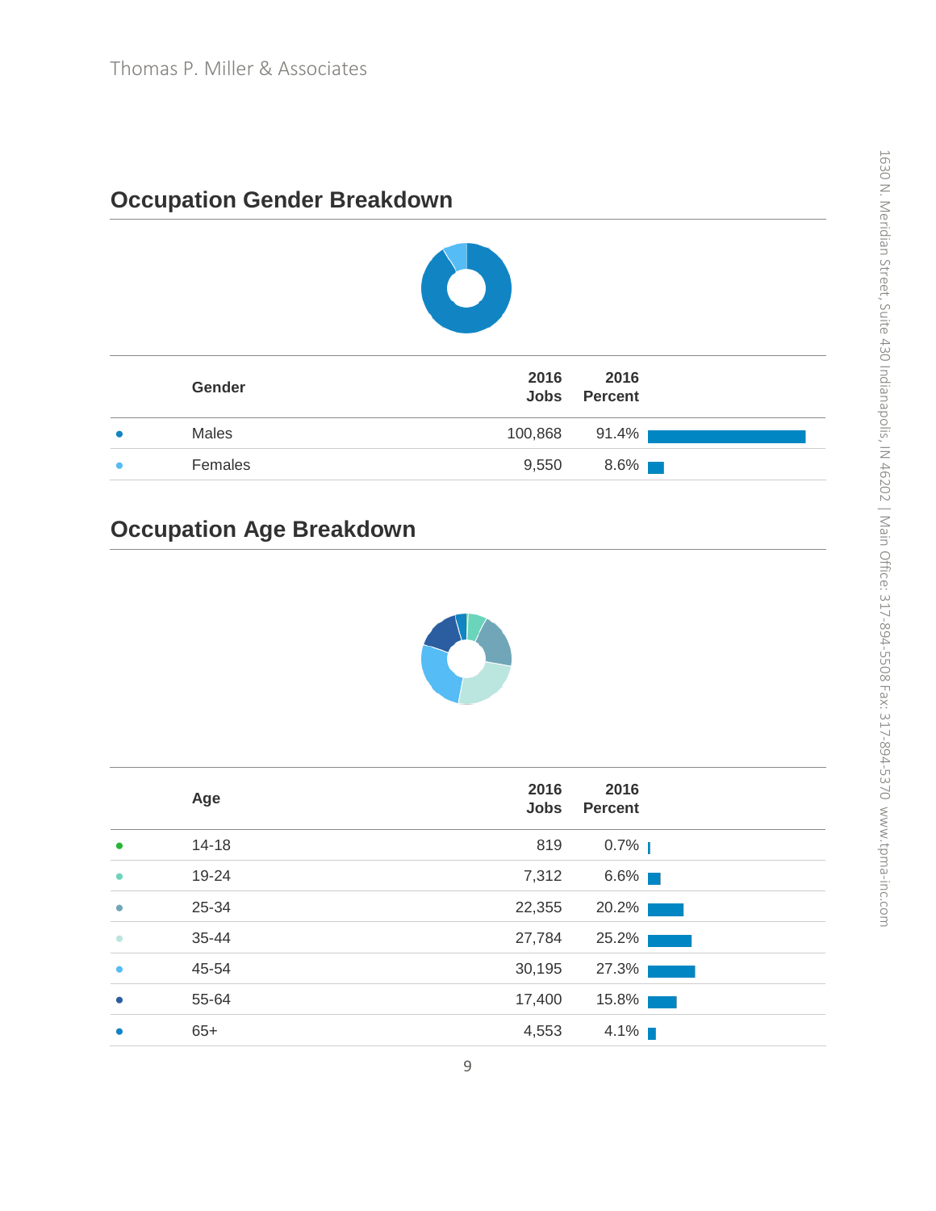## Occupation Gender Breakdown

| Gender | 2016 Jobs | 2016 Percent |
|---|---|---|
| Males | 100,868 | 91.4% |
| Females | 9,550 | 8.6% |

## Occupation Age Breakdown

| Age | 2016 Jobs | 2016 Percent |
|---|---|---|
| 14-18 | 819 | 0.7% |
| 19-24 | 7,312 | 6.6% |
| 25-34 | 22,355 | 20.2% |
| 35-44 | 27,784 | 25.2% |
| 45-54 | 30,195 | 27.3% |
| 55-64 | 17,400 | 15.8% |
| 65+ | 4,553 | 4.1% |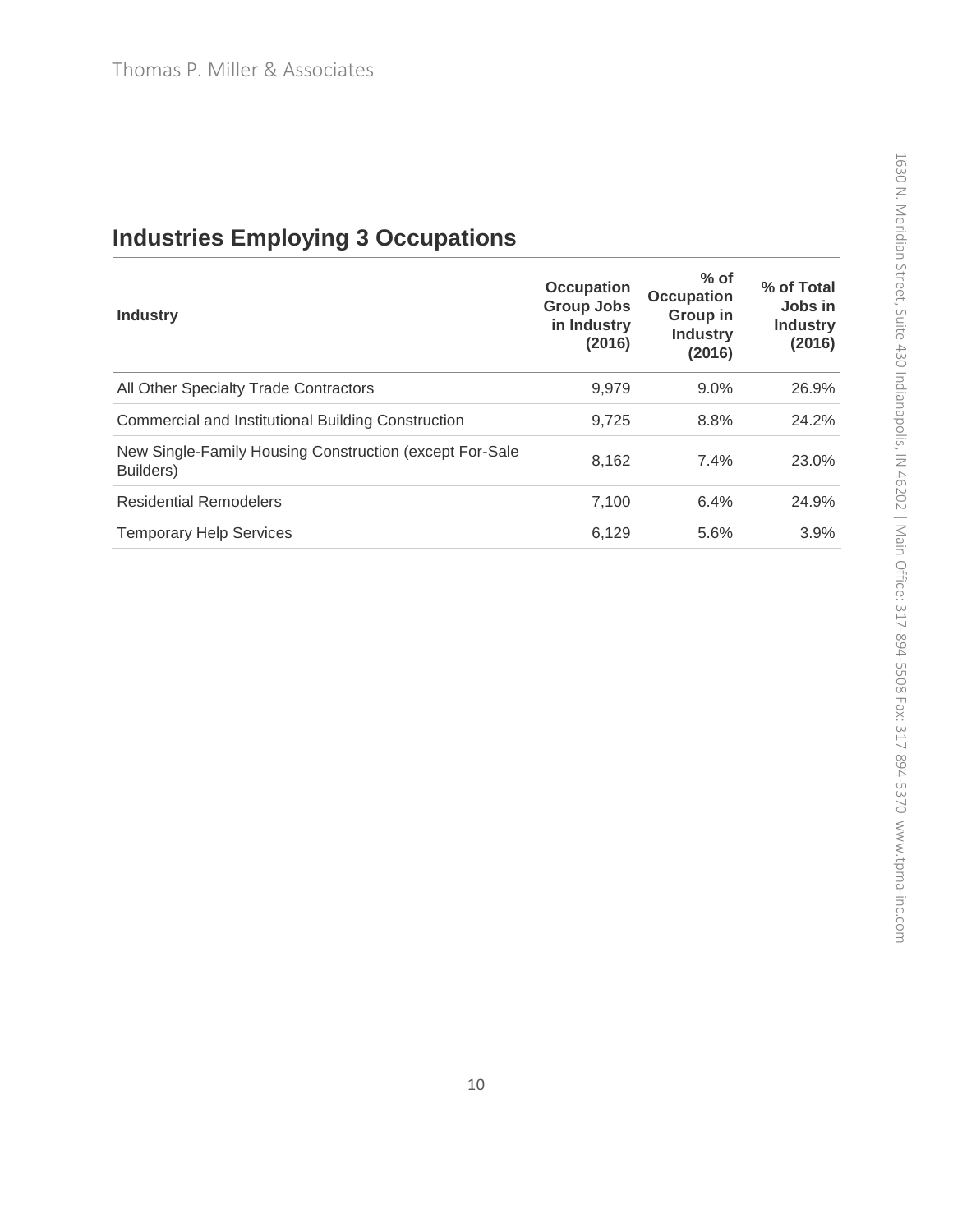## Industries Employing 3 Occupations

| Industry | Occupation Group Jobs in Industry (2016) | % of Occupation Group in Industry (2016) | % of Total Jobs in Industry (2016) |
|---|---|---|---|
| All Other Specialty Trade Contractors | 9,979 | 9.0% | 26.9% |
| Commercial and Institutional Building Construction | 9,725 | 8.8% | 24.2% |
| New Single-Family Housing Construction (except For-Sale Builders) | 8,162 | 7.4% | 23.0% |
| Residential Remodelers | 7,100 | 6.4% | 24.9% |
| Temporary Help Services | 6,129 | 5.6% | 3.9% |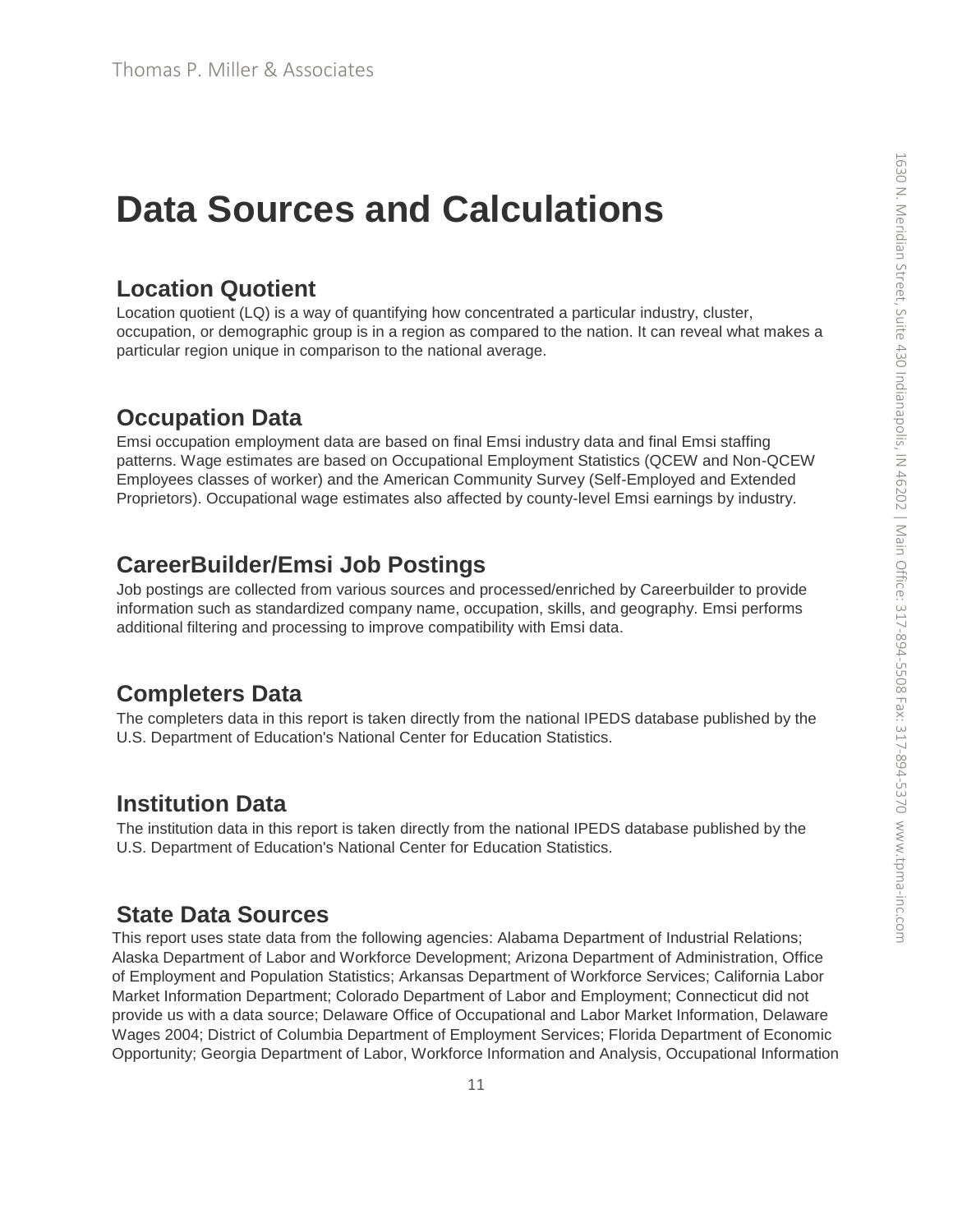# Data Sources and Calculations

## Location Quotient

Location quotient (LQ) is a way of quantifying how concentrated a particular industry, cluster, occupation, or demographic group is in a region as compared to the nation. It can reveal what makes a particular region unique in comparison to the national average.

## Occupation Data

Emsi occupation employment data are based on final Emsi industry data and final Emsi staffing patterns. Wage estimates are based on Occupational Employment Statistics (QCEW and Non-QCEW Employees classes of worker) and the American Community Survey (Self-Employed and Extended Proprietors). Occupational wage estimates also affected by county-level Emsi earnings by industry.

## CareerBuilder/Emsi Job Postings

Job postings are collected from various sources and processed/enriched by Careerbuilder to provide information such as standardized company name, occupation, skills, and geography. Emsi performs additional filtering and processing to improve compatibility with Emsi data.

## Completers Data

The completers data in this report is taken directly from the national IPEDS database published by the U.S. Department of Education's National Center for Education Statistics.

## Institution Data

The institution data in this report is taken directly from the national IPEDS database published by the U.S. Department of Education's National Center for Education Statistics.

## State Data Sources

This report uses state data from the following agencies: Alabama Department of Industrial Relations; Alaska Department of Labor and Workforce Development; Arizona Department of Administration, Office of Employment and Population Statistics; Arkansas Department of Workforce Services; California Labor Market Information Department; Colorado Department of Labor and Employment; Connecticut did not provide us with a data source; Delaware Office of Occupational and Labor Market Information, Delaware Wages 2004; District of Columbia Department of Employment Services; Florida Department of Economic Opportunity; Georgia Department of Labor, Workforce Information and Analysis, Occupational Information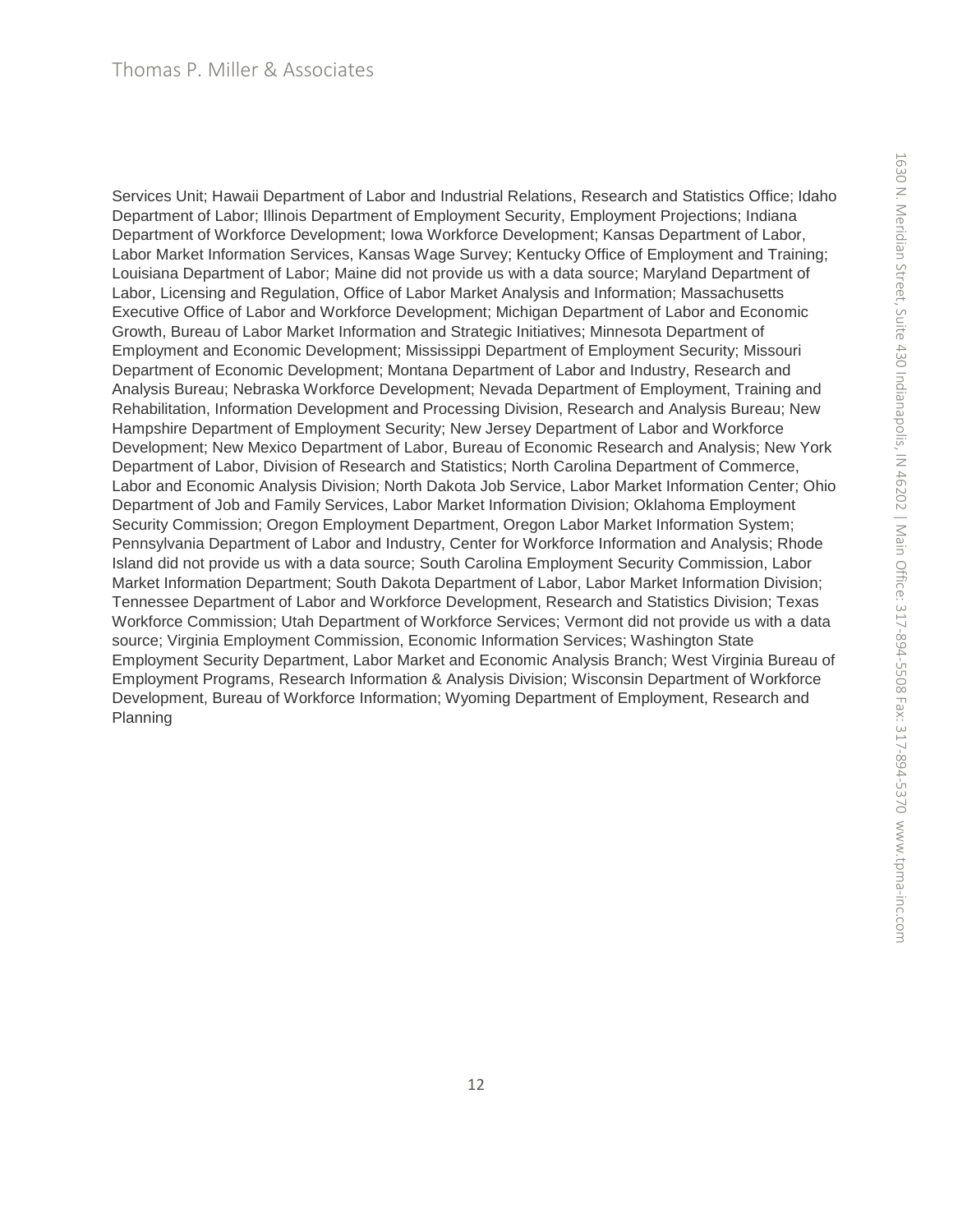Services Unit; Hawaii Department of Labor and Industrial Relations, Research and Statistics Office; Idaho Department of Labor; Illinois Department of Employment Security, Employment Projections; Indiana Department of Workforce Development; Iowa Workforce Development; Kansas Department of Labor, Labor Market Information Services, Kansas Wage Survey; Kentucky Office of Employment and Training; Louisiana Department of Labor; Maine did not provide us with a data source; Maryland Department of Labor, Licensing and Regulation, Office of Labor Market Analysis and Information; Massachusetts Executive Office of Labor and Workforce Development; Michigan Department of Labor and Economic Growth, Bureau of Labor Market Information and Strategic Initiatives; Minnesota Department of Employment and Economic Development; Mississippi Department of Employment Security; Missouri Department of Economic Development; Montana Department of Labor and Industry, Research and Analysis Bureau; Nebraska Workforce Development; Nevada Department of Employment, Training and Rehabilitation, Information Development and Processing Division, Research and Analysis Bureau; New Hampshire Department of Employment Security; New Jersey Department of Labor and Workforce Development; New Mexico Department of Labor, Bureau of Economic Research and Analysis; New York Department of Labor, Division of Research and Statistics; North Carolina Department of Commerce, Labor and Economic Analysis Division; North Dakota Job Service, Labor Market Information Center; Ohio Department of Job and Family Services, Labor Market Information Division; Oklahoma Employment Security Commission; Oregon Employment Department, Oregon Labor Market Information System; Pennsylvania Department of Labor and Industry, Center for Workforce Information and Analysis; Rhode Island did not provide us with a data source; South Carolina Employment Security Commission, Labor Market Information Department; South Dakota Department of Labor, Labor Market Information Division; Tennessee Department of Labor and Workforce Development, Research and Statistics Division; Texas Workforce Commission; Utah Department of Workforce Services; Vermont did not provide us with a data source; Virginia Employment Commission, Economic Information Services; Washington State Employment Security Department, Labor Market and Economic Analysis Branch; West Virginia Bureau of Employment Programs, Research Information & Analysis Division; Wisconsin Department of Workforce Development, Bureau of Workforce Information; Wyoming Department of Employment, Research and Planning